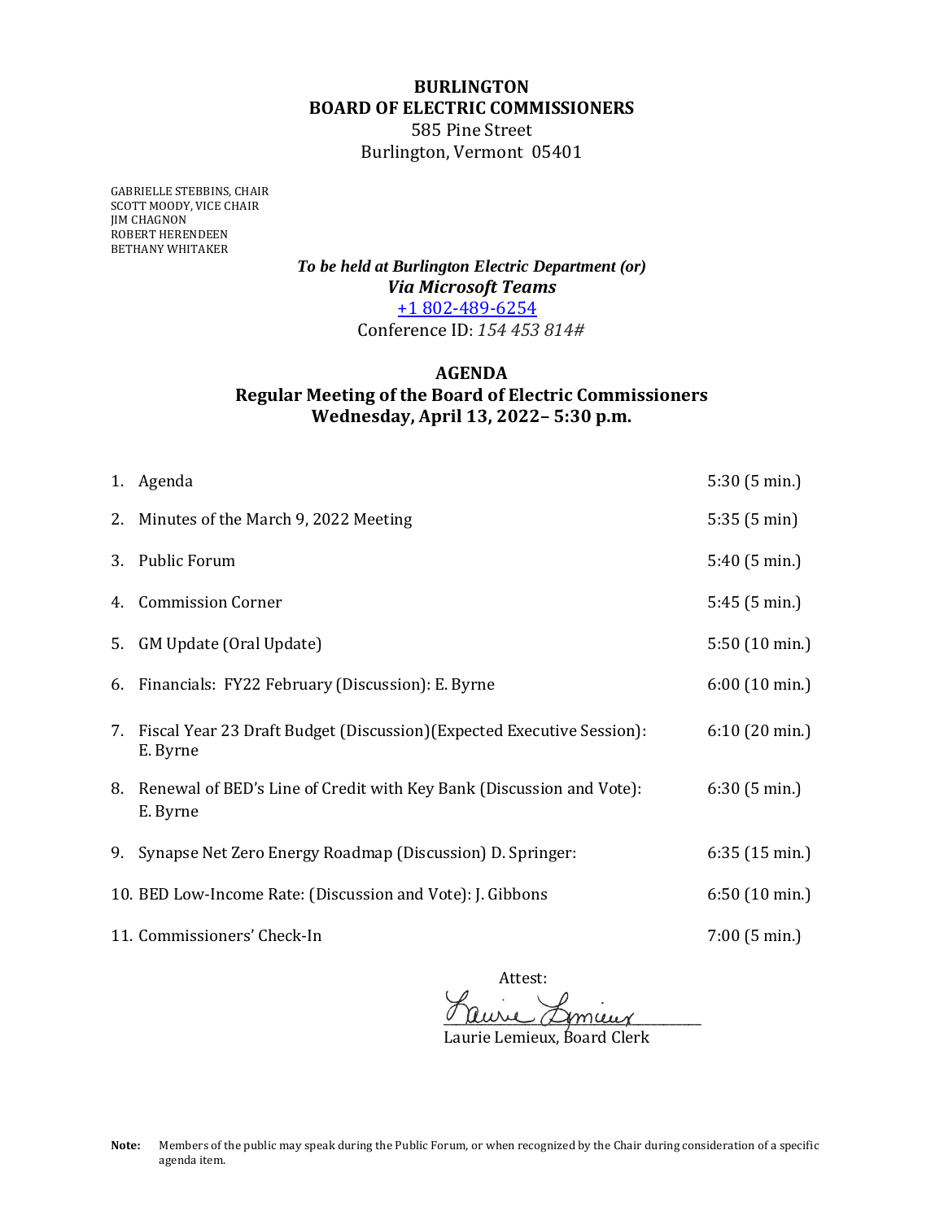# BURLINGTON
# BOARD OF ELECTRIC COMMISSIONERS

585 Pine Street
Burlington, Vermont 05401

GABRIELLE STEBBINS, CHAIR
SCOTT MOODY, VICE CHAIR
JIM CHAGNON
ROBERT HERENDEEN
BETHANY WHITAKER

***To be held at Burlington Electric Department (or)***
***Via Microsoft Teams***
+1 802-489-6254
Conference ID: *154 453 814#*

## AGENDA
## Regular Meeting of the Board of Electric Commissioners
## Wednesday, April 13, 2022– 5:30 p.m.

| | |
|---|---|
| 1. Agenda | 5:30 (5 min.) |
| 2. Minutes of the March 9, 2022 Meeting | 5:35 (5 min) |
| 3. Public Forum | 5:40 (5 min.) |
| 4. Commission Corner | 5:45 (5 min.) |
| 5. GM Update (Oral Update) | 5:50 (10 min.) |
| 6. Financials: FY22 February (Discussion): E. Byrne | 6:00 (10 min.) |
| 7. Fiscal Year 23 Draft Budget (Discussion)(Expected Executive Session): E. Byrne | 6:10 (20 min.) |
| 8. Renewal of BED's Line of Credit with Key Bank (Discussion and Vote): E. Byrne | 6:30 (5 min.) |
| 9. Synapse Net Zero Energy Roadmap (Discussion) D. Springer: | 6:35 (15 min.) |
| 10. BED Low-Income Rate: (Discussion and Vote): J. Gibbons | 6:50 (10 min.) |
| 11. Commissioners' Check-In | 7:00 (5 min.) |

Attest:

Laurie Lemieux, Board Clerk

**Note:** Members of the public may speak during the Public Forum, or when recognized by the Chair during consideration of a specific agenda item.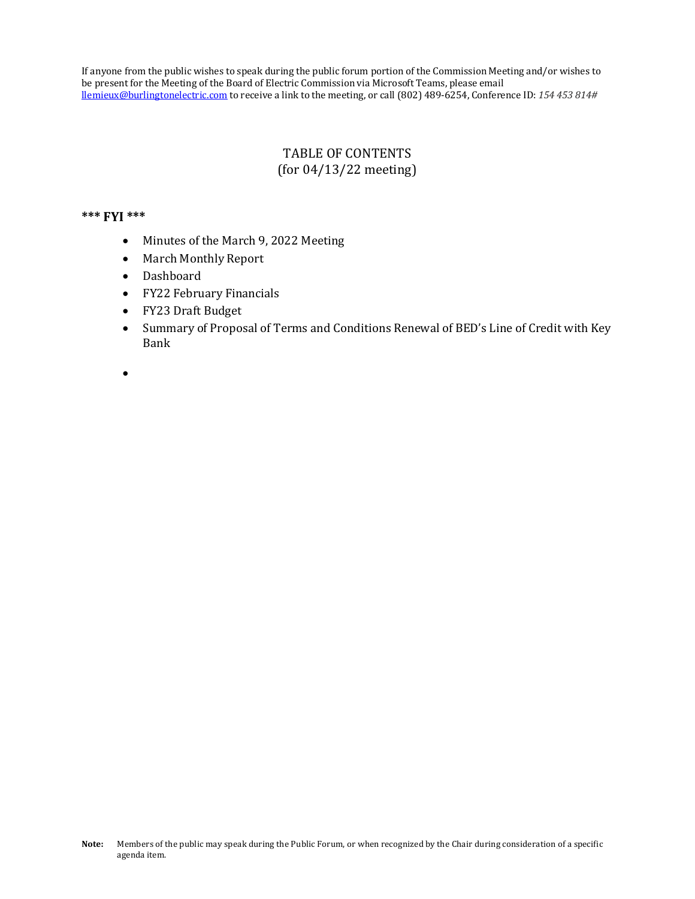If anyone from the public wishes to speak during the public forum portion of the Commission Meeting and/or wishes to be present for the Meeting of the Board of Electric Commission via Microsoft Teams, please email llemieux@burlingtonelectric.com to receive a link to the meeting, or call (802) 489-6254, Conference ID: *154 453 814#*

# TABLE OF CONTENTS
(for 04/13/22 meeting)

**\*\*\* FYI \*\*\***

- Minutes of the March 9, 2022 Meeting
- March Monthly Report
- Dashboard
- FY22 February Financials
- FY23 Draft Budget
- Summary of Proposal of Terms and Conditions Renewal of BED's Line of Credit with Key Bank
-

**Note:** Members of the public may speak during the Public Forum, or when recognized by the Chair during consideration of a specific agenda item.